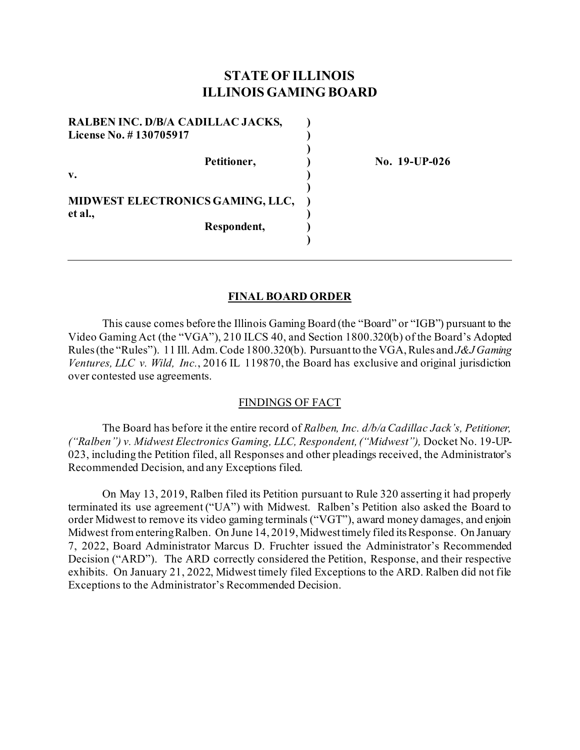# STATE OF ILLINOIS
# ILLINOIS GAMING BOARD

| | | |
|---|---|---|
| **RALBEN INC. D/B/A CADILLAC JACKS,** | **)** | |
| **License No. # 130705917** | **)** | |
| | **)** | |
| **Petitioner,** | **)** | **No. 19-UP-026** |
| **v.** | **)** | |
| | **)** | |
| **MIDWEST ELECTRONICS GAMING, LLC,** | **)** | |
| **et al.,** | **)** | |
| **Respondent,** | **)** | |
| | **)** | |

---

## FINAL BOARD ORDER

This cause comes before the Illinois Gaming Board (the "Board" or "IGB") pursuant to the Video Gaming Act (the "VGA"), 210 ILCS 40, and Section 1800.320(b) of the Board's Adopted Rules (the "Rules"). 11 Ill. Adm. Code 1800.320(b). Pursuant to the VGA, Rules and *J&J Gaming Ventures, LLC v. Wild, Inc.*, 2016 IL 119870, the Board has exclusive and original jurisdiction over contested use agreements.

### FINDINGS OF FACT

The Board has before it the entire record of *Ralben, Inc. d/b/a Cadillac Jack's, Petitioner, ("Ralben") v. Midwest Electronics Gaming, LLC, Respondent, ("Midwest"),* Docket No. 19-UP-023, including the Petition filed, all Responses and other pleadings received, the Administrator's Recommended Decision, and any Exceptions filed.

On May 13, 2019, Ralben filed its Petition pursuant to Rule 320 asserting it had properly terminated its use agreement ("UA") with Midwest. Ralben's Petition also asked the Board to order Midwest to remove its video gaming terminals ("VGT"), award money damages, and enjoin Midwest from entering Ralben. On June 14, 2019, Midwest timely filed its Response. On January 7, 2022, Board Administrator Marcus D. Fruchter issued the Administrator's Recommended Decision ("ARD"). The ARD correctly considered the Petition, Response, and their respective exhibits. On January 21, 2022, Midwest timely filed Exceptions to the ARD. Ralben did not file Exceptions to the Administrator's Recommended Decision.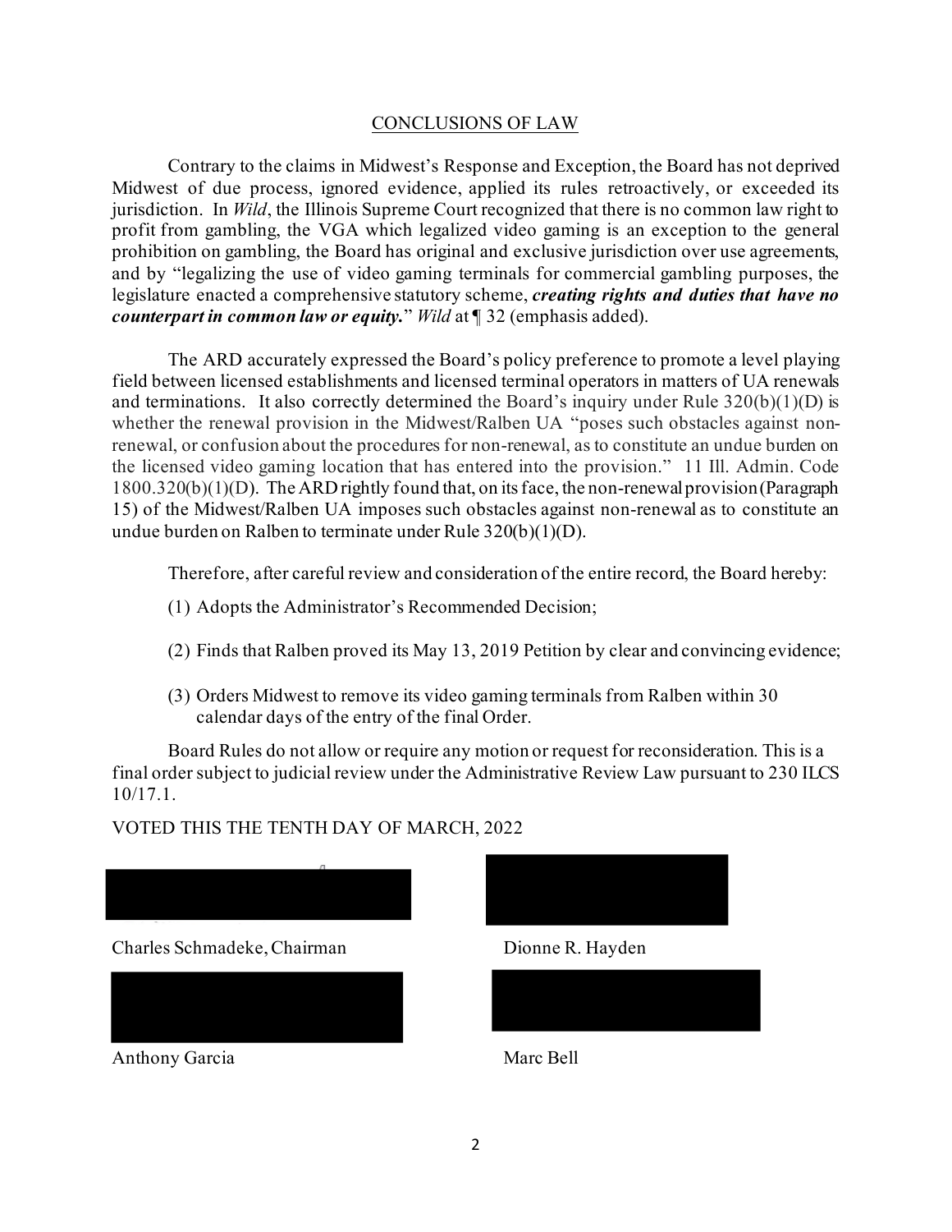## CONCLUSIONS OF LAW

Contrary to the claims in Midwest's Response and Exception, the Board has not deprived Midwest of due process, ignored evidence, applied its rules retroactively, or exceeded its jurisdiction. In *Wild*, the Illinois Supreme Court recognized that there is no common law right to profit from gambling, the VGA which legalized video gaming is an exception to the general prohibition on gambling, the Board has original and exclusive jurisdiction over use agreements, and by "legalizing the use of video gaming terminals for commercial gambling purposes, the legislature enacted a comprehensive statutory scheme, ***creating rights and duties that have no counterpart in common law or equity.***" *Wild* at ¶ 32 (emphasis added).

The ARD accurately expressed the Board's policy preference to promote a level playing field between licensed establishments and licensed terminal operators in matters of UA renewals and terminations. It also correctly determined the Board's inquiry under Rule 320(b)(1)(D) is whether the renewal provision in the Midwest/Ralben UA "poses such obstacles against non-renewal, or confusion about the procedures for non-renewal, as to constitute an undue burden on the licensed video gaming location that has entered into the provision." 11 Ill. Admin. Code 1800.320(b)(1)(D). The ARD rightly found that, on its face, the non-renewal provision (Paragraph 15) of the Midwest/Ralben UA imposes such obstacles against non-renewal as to constitute an undue burden on Ralben to terminate under Rule 320(b)(1)(D).

Therefore, after careful review and consideration of the entire record, the Board hereby:

(1) Adopts the Administrator's Recommended Decision;

(2) Finds that Ralben proved its May 13, 2019 Petition by clear and convincing evidence;

(3) Orders Midwest to remove its video gaming terminals from Ralben within 30 calendar days of the entry of the final Order.

Board Rules do not allow or require any motion or request for reconsideration. This is a final order subject to judicial review under the Administrative Review Law pursuant to 230 ILCS 10/17.1.

VOTED THIS THE TENTH DAY OF MARCH, 2022

Charles Schmadeke, Chairman

Dionne R. Hayden

Anthony Garcia

Marc Bell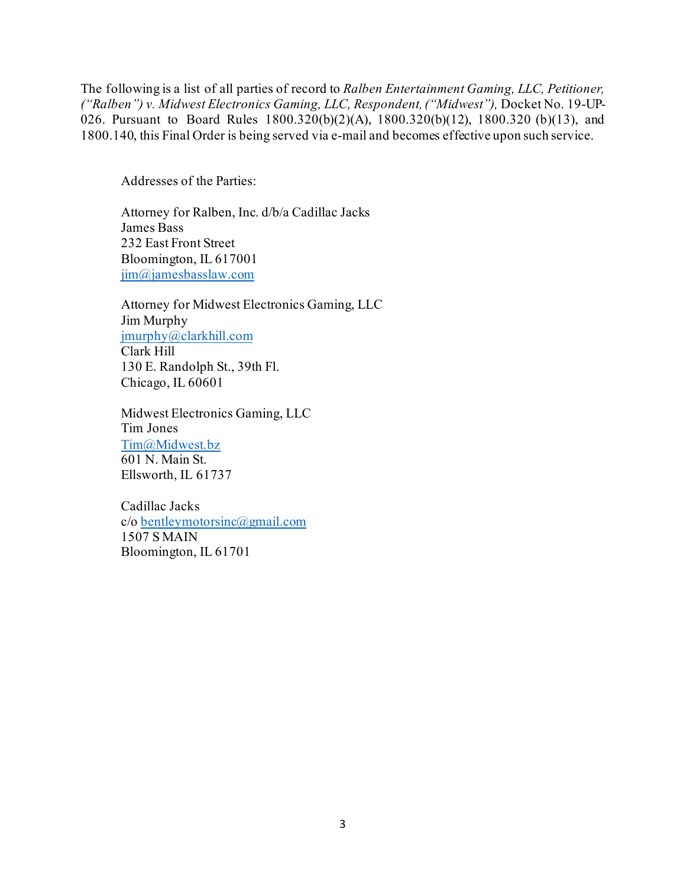The following is a list of all parties of record to *Ralben Entertainment Gaming, LLC, Petitioner, ("Ralben") v. Midwest Electronics Gaming, LLC, Respondent, ("Midwest"),* Docket No. 19-UP-026. Pursuant to Board Rules 1800.320(b)(2)(A), 1800.320(b)(12), 1800.320 (b)(13), and 1800.140, this Final Order is being served via e-mail and becomes effective upon such service.

Addresses of the Parties:

Attorney for Ralben, Inc. d/b/a Cadillac Jacks
James Bass
232 East Front Street
Bloomington, IL 617001
jim@jamesbasslaw.com

Attorney for Midwest Electronics Gaming, LLC
Jim Murphy
jmurphy@clarkhill.com
Clark Hill
130 E. Randolph St., 39th Fl.
Chicago, IL 60601

Midwest Electronics Gaming, LLC
Tim Jones
Tim@Midwest.bz
601 N. Main St.
Ellsworth, IL 61737

Cadillac Jacks
c/o bentleymotorsinc@gmail.com
1507 S MAIN
Bloomington, IL 61701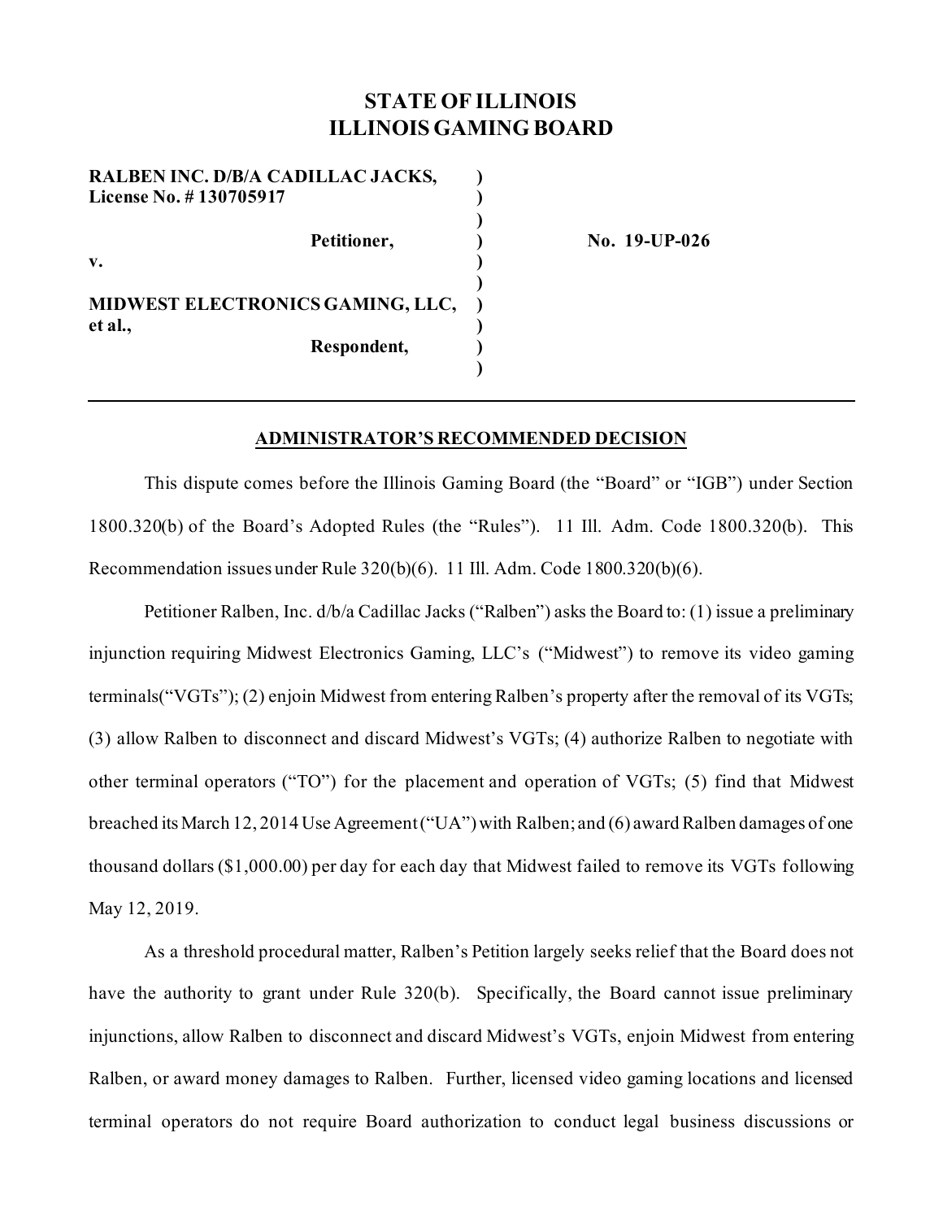# STATE OF ILLINOIS
# ILLINOIS GAMING BOARD

| | | |
|---|---|---|
| **RALBEN INC. D/B/A CADILLAC JACKS, License No. # 130705917** | **)** | |
| | **)** | |
| **Petitioner,** | **)** | **No. 19-UP-026** |
| **v.** | **)** | |
| | **)** | |
| **MIDWEST ELECTRONICS GAMING, LLC, et al.,** | **)** | |
| **Respondent,** | **)** | |
| | **)** | |

---

## ADMINISTRATOR'S RECOMMENDED DECISION

This dispute comes before the Illinois Gaming Board (the "Board" or "IGB") under Section 1800.320(b) of the Board's Adopted Rules (the "Rules"). 11 Ill. Adm. Code 1800.320(b). This Recommendation issues under Rule 320(b)(6). 11 Ill. Adm. Code 1800.320(b)(6).

Petitioner Ralben, Inc. d/b/a Cadillac Jacks ("Ralben") asks the Board to: (1) issue a preliminary injunction requiring Midwest Electronics Gaming, LLC's ("Midwest") to remove its video gaming terminals("VGTs"); (2) enjoin Midwest from entering Ralben's property after the removal of its VGTs; (3) allow Ralben to disconnect and discard Midwest's VGTs; (4) authorize Ralben to negotiate with other terminal operators ("TO") for the placement and operation of VGTs; (5) find that Midwest breached its March 12, 2014 Use Agreement ("UA") with Ralben; and (6) award Ralben damages of one thousand dollars ($1,000.00) per day for each day that Midwest failed to remove its VGTs following May 12, 2019.

As a threshold procedural matter, Ralben's Petition largely seeks relief that the Board does not have the authority to grant under Rule 320(b). Specifically, the Board cannot issue preliminary injunctions, allow Ralben to disconnect and discard Midwest's VGTs, enjoin Midwest from entering Ralben, or award money damages to Ralben. Further, licensed video gaming locations and licensed terminal operators do not require Board authorization to conduct legal business discussions or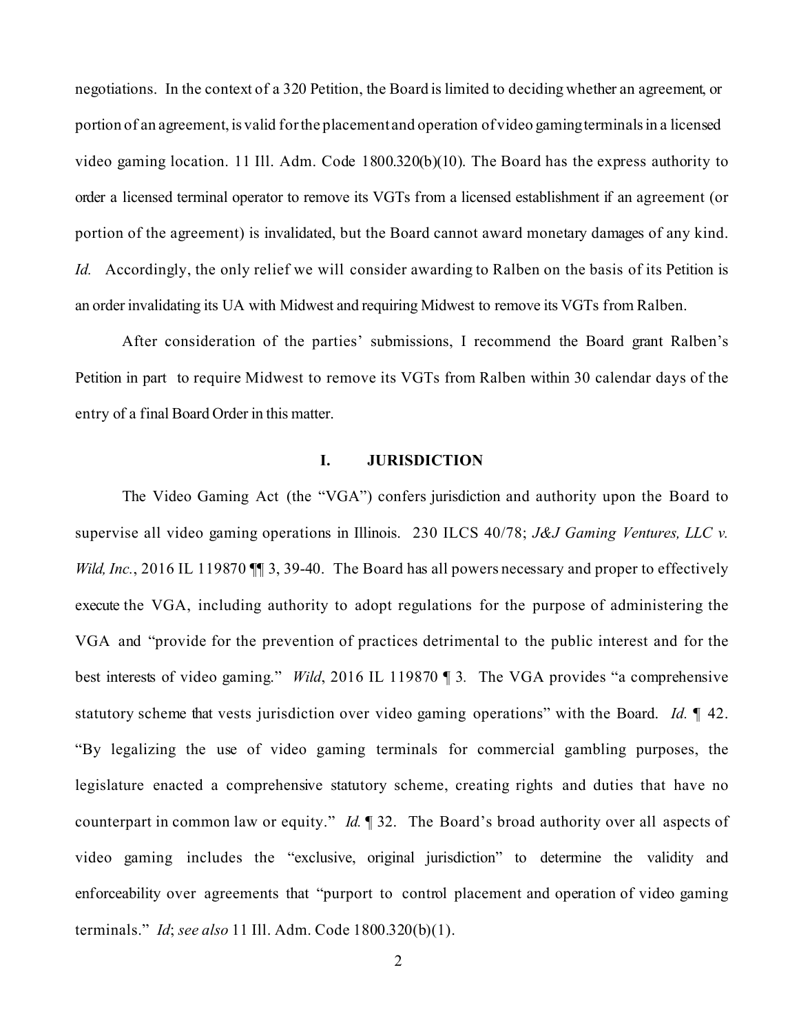negotiations. In the context of a 320 Petition, the Board is limited to deciding whether an agreement, or portion of an agreement, is valid for the placement and operation of video gaming terminals in a licensed video gaming location. 11 Ill. Adm. Code 1800.320(b)(10). The Board has the express authority to order a licensed terminal operator to remove its VGTs from a licensed establishment if an agreement (or portion of the agreement) is invalidated, but the Board cannot award monetary damages of any kind. *Id.* Accordingly, the only relief we will consider awarding to Ralben on the basis of its Petition is an order invalidating its UA with Midwest and requiring Midwest to remove its VGTs from Ralben.

After consideration of the parties' submissions, I recommend the Board grant Ralben's Petition in part to require Midwest to remove its VGTs from Ralben within 30 calendar days of the entry of a final Board Order in this matter.

## I. JURISDICTION

The Video Gaming Act (the "VGA") confers jurisdiction and authority upon the Board to supervise all video gaming operations in Illinois. 230 ILCS 40/78; *J&J Gaming Ventures, LLC v. Wild, Inc.*, 2016 IL 119870 ¶¶ 3, 39-40. The Board has all powers necessary and proper to effectively execute the VGA, including authority to adopt regulations for the purpose of administering the VGA and "provide for the prevention of practices detrimental to the public interest and for the best interests of video gaming." *Wild*, 2016 IL 119870 ¶ 3. The VGA provides "a comprehensive statutory scheme that vests jurisdiction over video gaming operations" with the Board. *Id.* ¶ 42. "By legalizing the use of video gaming terminals for commercial gambling purposes, the legislature enacted a comprehensive statutory scheme, creating rights and duties that have no counterpart in common law or equity." *Id.* ¶ 32. The Board's broad authority over all aspects of video gaming includes the "exclusive, original jurisdiction" to determine the validity and enforceability over agreements that "purport to control placement and operation of video gaming terminals." *Id*; *see also* 11 Ill. Adm. Code 1800.320(b)(1).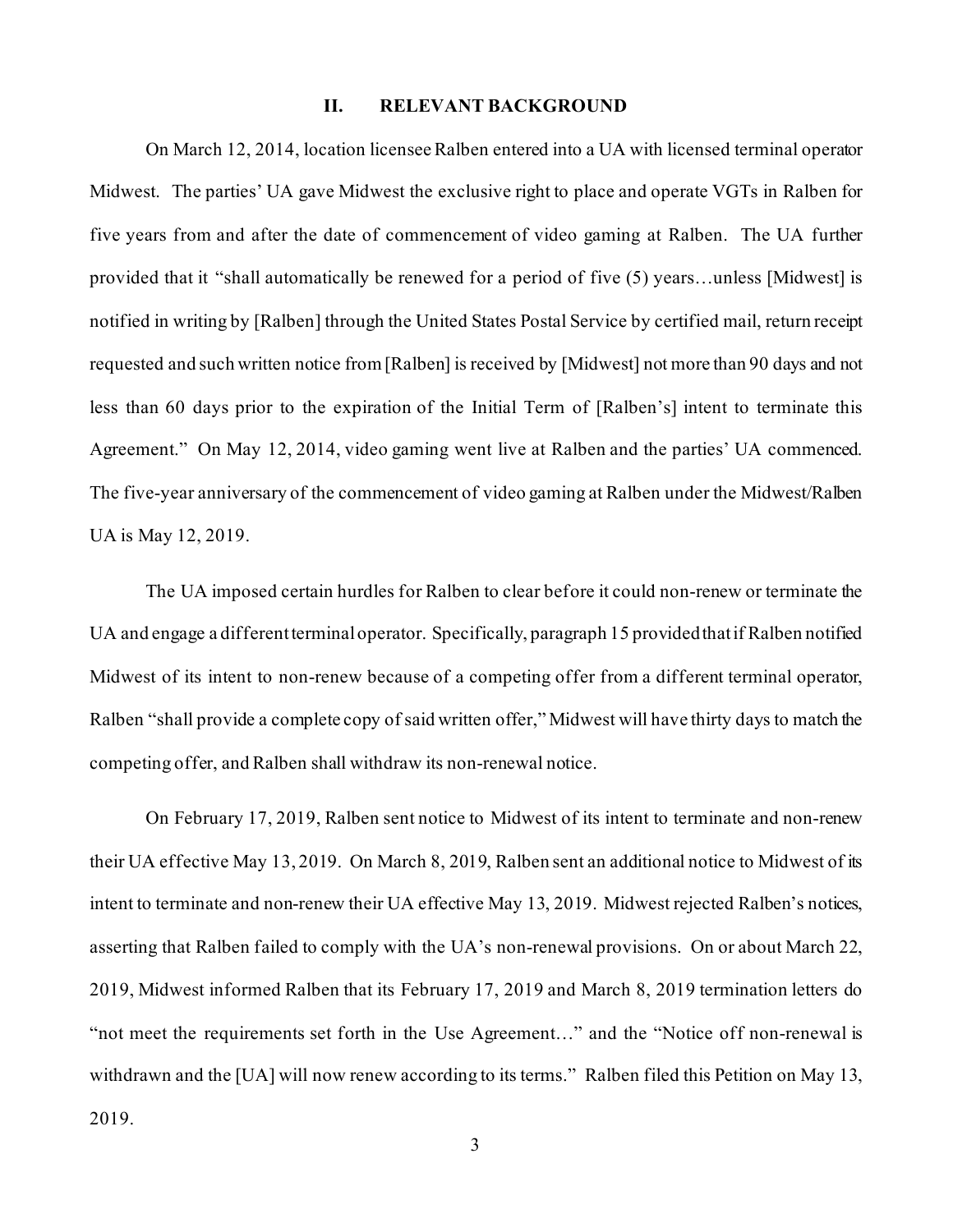## II. RELEVANT BACKGROUND

On March 12, 2014, location licensee Ralben entered into a UA with licensed terminal operator Midwest. The parties' UA gave Midwest the exclusive right to place and operate VGTs in Ralben for five years from and after the date of commencement of video gaming at Ralben. The UA further provided that it "shall automatically be renewed for a period of five (5) years…unless [Midwest] is notified in writing by [Ralben] through the United States Postal Service by certified mail, return receipt requested and such written notice from [Ralben] is received by [Midwest] not more than 90 days and not less than 60 days prior to the expiration of the Initial Term of [Ralben's] intent to terminate this Agreement." On May 12, 2014, video gaming went live at Ralben and the parties' UA commenced. The five-year anniversary of the commencement of video gaming at Ralben under the Midwest/Ralben UA is May 12, 2019.

The UA imposed certain hurdles for Ralben to clear before it could non-renew or terminate the UA and engage a different terminal operator. Specifically, paragraph 15 provided that if Ralben notified Midwest of its intent to non-renew because of a competing offer from a different terminal operator, Ralben "shall provide a complete copy of said written offer," Midwest will have thirty days to match the competing offer, and Ralben shall withdraw its non-renewal notice.

On February 17, 2019, Ralben sent notice to Midwest of its intent to terminate and non-renew their UA effective May 13, 2019. On March 8, 2019, Ralben sent an additional notice to Midwest of its intent to terminate and non-renew their UA effective May 13, 2019. Midwest rejected Ralben's notices, asserting that Ralben failed to comply with the UA's non-renewal provisions. On or about March 22, 2019, Midwest informed Ralben that its February 17, 2019 and March 8, 2019 termination letters do "not meet the requirements set forth in the Use Agreement…" and the "Notice off non-renewal is withdrawn and the [UA] will now renew according to its terms." Ralben filed this Petition on May 13, 2019.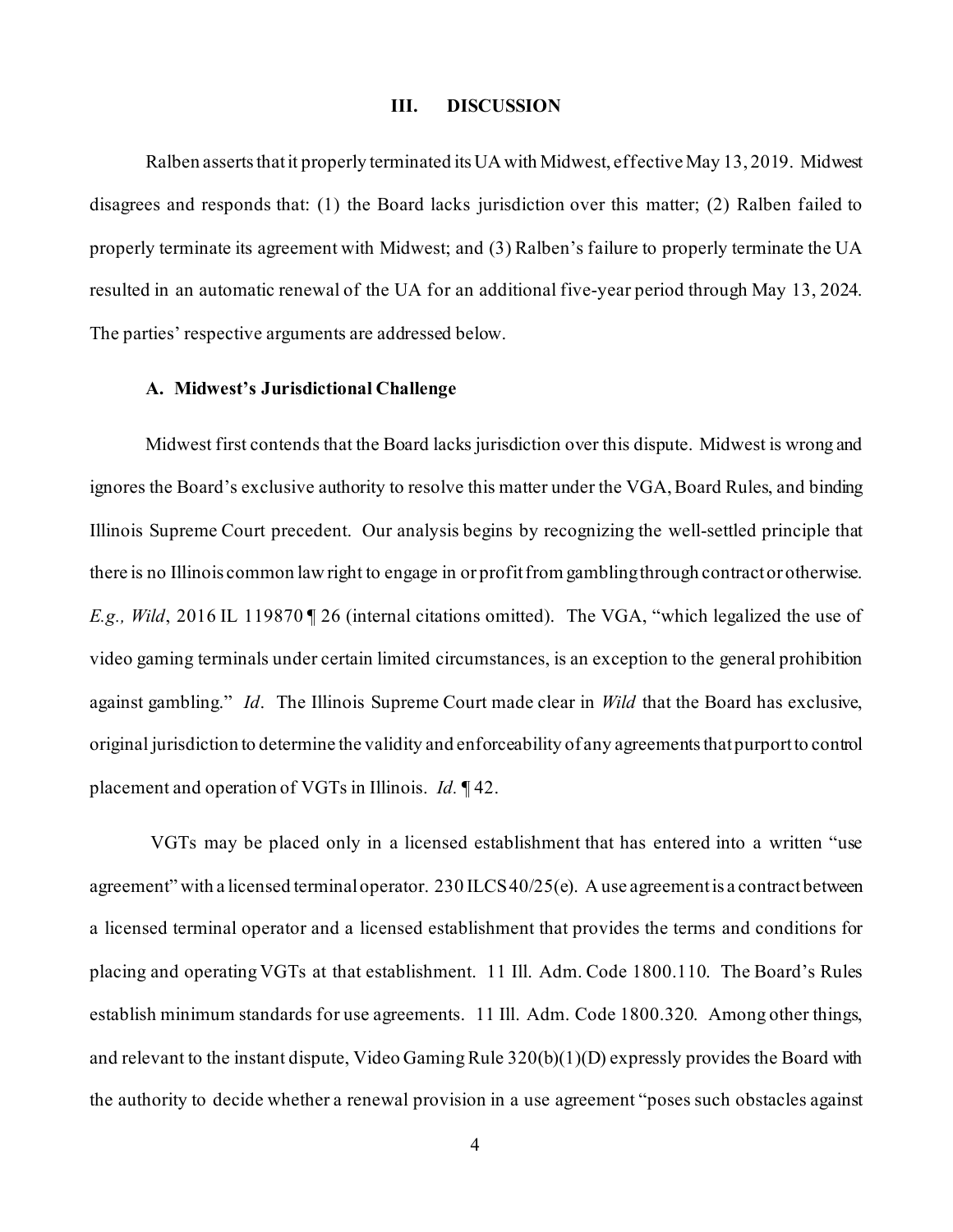## III. DISCUSSION

Ralben asserts that it properly terminated its UA with Midwest, effective May 13, 2019. Midwest disagrees and responds that: (1) the Board lacks jurisdiction over this matter; (2) Ralben failed to properly terminate its agreement with Midwest; and (3) Ralben's failure to properly terminate the UA resulted in an automatic renewal of the UA for an additional five-year period through May 13, 2024. The parties' respective arguments are addressed below.

### A. Midwest's Jurisdictional Challenge

Midwest first contends that the Board lacks jurisdiction over this dispute. Midwest is wrong and ignores the Board's exclusive authority to resolve this matter under the VGA, Board Rules, and binding Illinois Supreme Court precedent. Our analysis begins by recognizing the well-settled principle that there is no Illinois common law right to engage in or profit from gambling through contract or otherwise. *E.g., Wild*, 2016 IL 119870 ¶ 26 (internal citations omitted). The VGA, "which legalized the use of video gaming terminals under certain limited circumstances, is an exception to the general prohibition against gambling." *Id*. The Illinois Supreme Court made clear in *Wild* that the Board has exclusive, original jurisdiction to determine the validity and enforceability of any agreements that purport to control placement and operation of VGTs in Illinois. *Id.* ¶ 42.

VGTs may be placed only in a licensed establishment that has entered into a written "use agreement" with a licensed terminal operator. 230 ILCS 40/25(e). A use agreement is a contract between a licensed terminal operator and a licensed establishment that provides the terms and conditions for placing and operating VGTs at that establishment. 11 Ill. Adm. Code 1800.110. The Board's Rules establish minimum standards for use agreements. 11 Ill. Adm. Code 1800.320. Among other things, and relevant to the instant dispute, Video Gaming Rule 320(b)(1)(D) expressly provides the Board with the authority to decide whether a renewal provision in a use agreement "poses such obstacles against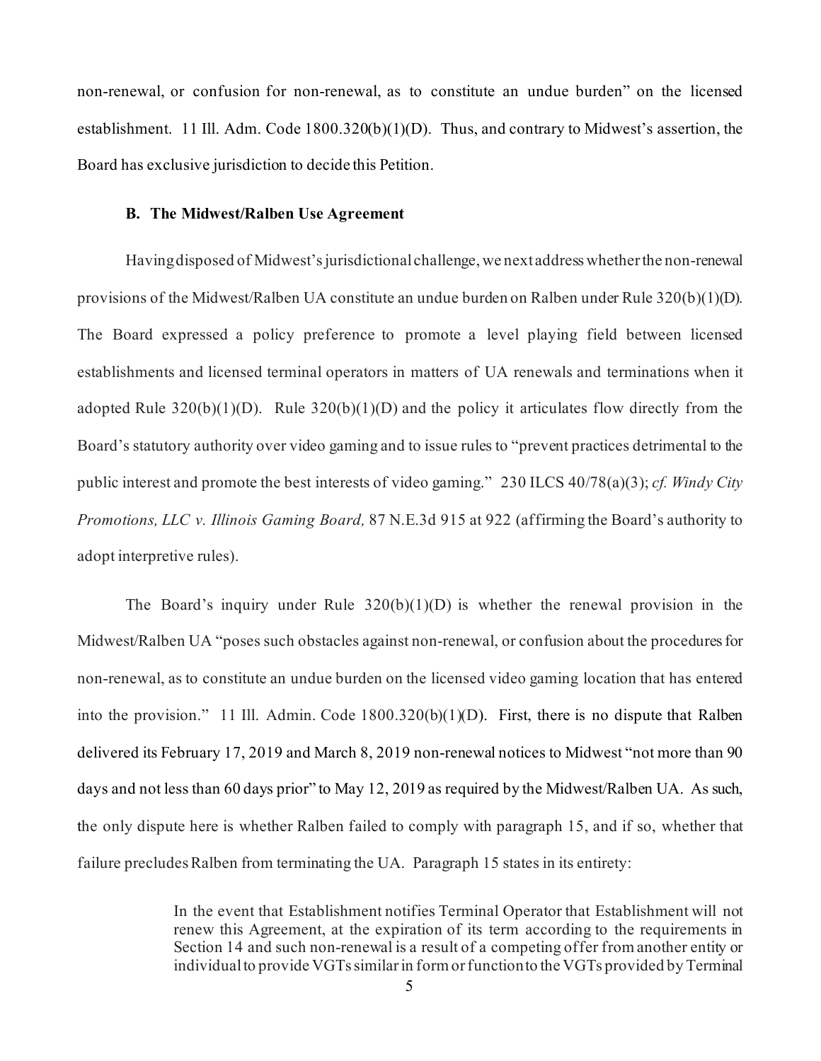non-renewal, or confusion for non-renewal, as to constitute an undue burden" on the licensed establishment. 11 Ill. Adm. Code 1800.320(b)(1)(D). Thus, and contrary to Midwest's assertion, the Board has exclusive jurisdiction to decide this Petition.

### B. The Midwest/Ralben Use Agreement

Having disposed of Midwest's jurisdictional challenge, we next address whether the non-renewal provisions of the Midwest/Ralben UA constitute an undue burden on Ralben under Rule 320(b)(1)(D). The Board expressed a policy preference to promote a level playing field between licensed establishments and licensed terminal operators in matters of UA renewals and terminations when it adopted Rule 320(b)(1)(D). Rule 320(b)(1)(D) and the policy it articulates flow directly from the Board's statutory authority over video gaming and to issue rules to "prevent practices detrimental to the public interest and promote the best interests of video gaming." 230 ILCS 40/78(a)(3); *cf. Windy City Promotions, LLC v. Illinois Gaming Board,* 87 N.E.3d 915 at 922 (affirming the Board's authority to adopt interpretive rules).

The Board's inquiry under Rule 320(b)(1)(D) is whether the renewal provision in the Midwest/Ralben UA "poses such obstacles against non-renewal, or confusion about the procedures for non-renewal, as to constitute an undue burden on the licensed video gaming location that has entered into the provision." 11 Ill. Admin. Code 1800.320(b)(1)(D). First, there is no dispute that Ralben delivered its February 17, 2019 and March 8, 2019 non-renewal notices to Midwest "not more than 90 days and not less than 60 days prior" to May 12, 2019 as required by the Midwest/Ralben UA. As such, the only dispute here is whether Ralben failed to comply with paragraph 15, and if so, whether that failure precludes Ralben from terminating the UA. Paragraph 15 states in its entirety:

> In the event that Establishment notifies Terminal Operator that Establishment will not renew this Agreement, at the expiration of its term according to the requirements in Section 14 and such non-renewal is a result of a competing offer from another entity or individual to provide VGTs similar in form or function to the VGTs provided by Terminal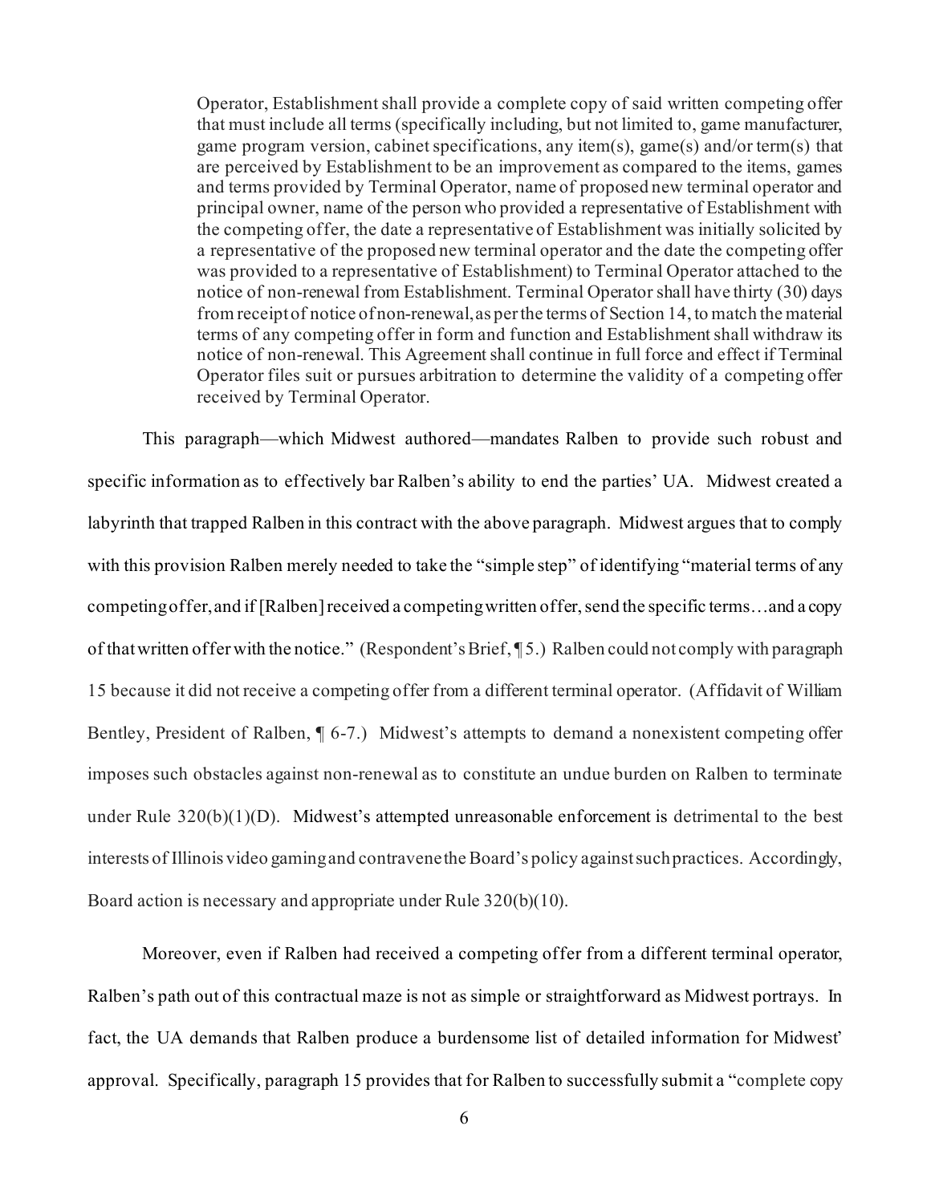> Operator, Establishment shall provide a complete copy of said written competing offer that must include all terms (specifically including, but not limited to, game manufacturer, game program version, cabinet specifications, any item(s), game(s) and/or term(s) that are perceived by Establishment to be an improvement as compared to the items, games and terms provided by Terminal Operator, name of proposed new terminal operator and principal owner, name of the person who provided a representative of Establishment with the competing offer, the date a representative of Establishment was initially solicited by a representative of the proposed new terminal operator and the date the competing offer was provided to a representative of Establishment) to Terminal Operator attached to the notice of non-renewal from Establishment. Terminal Operator shall have thirty (30) days from receipt of notice of non-renewal, as per the terms of Section 14, to match the material terms of any competing offer in form and function and Establishment shall withdraw its notice of non-renewal. This Agreement shall continue in full force and effect if Terminal Operator files suit or pursues arbitration to determine the validity of a competing offer received by Terminal Operator.

This paragraph—which Midwest authored—mandates Ralben to provide such robust and specific information as to effectively bar Ralben's ability to end the parties' UA. Midwest created a labyrinth that trapped Ralben in this contract with the above paragraph. Midwest argues that to comply with this provision Ralben merely needed to take the "simple step" of identifying "material terms of any competing offer, and if [Ralben] received a competing written offer, send the specific terms…and a copy of that written offer with the notice." (Respondent's Brief, ¶ 5.) Ralben could not comply with paragraph 15 because it did not receive a competing offer from a different terminal operator. (Affidavit of William Bentley, President of Ralben, ¶ 6-7.) Midwest's attempts to demand a nonexistent competing offer imposes such obstacles against non-renewal as to constitute an undue burden on Ralben to terminate under Rule 320(b)(1)(D). Midwest's attempted unreasonable enforcement is detrimental to the best interests of Illinois video gaming and contravene the Board's policy against such practices. Accordingly, Board action is necessary and appropriate under Rule 320(b)(10).

Moreover, even if Ralben had received a competing offer from a different terminal operator, Ralben's path out of this contractual maze is not as simple or straightforward as Midwest portrays. In fact, the UA demands that Ralben produce a burdensome list of detailed information for Midwest' approval. Specifically, paragraph 15 provides that for Ralben to successfully submit a "complete copy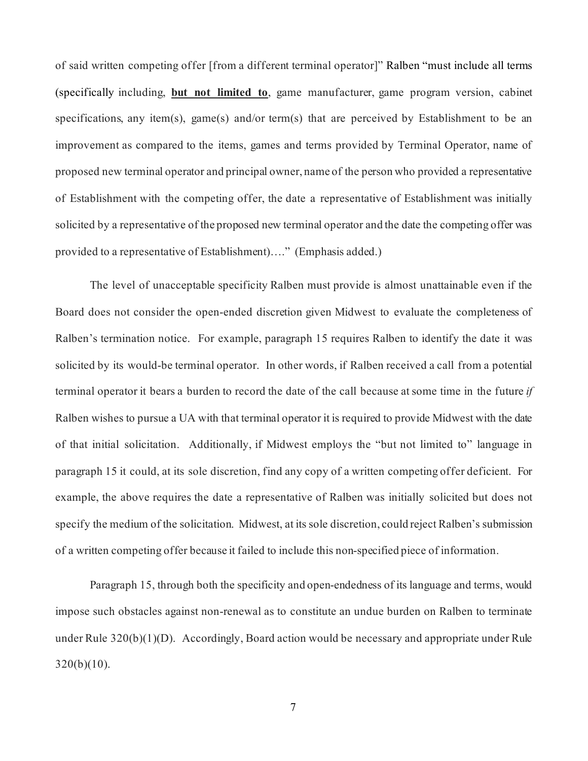of said written competing offer [from a different terminal operator]" Ralben "must include all terms (specifically including, **<u>but not limited to</u>**, game manufacturer, game program version, cabinet specifications, any item(s), game(s) and/or term(s) that are perceived by Establishment to be an improvement as compared to the items, games and terms provided by Terminal Operator, name of proposed new terminal operator and principal owner, name of the person who provided a representative of Establishment with the competing offer, the date a representative of Establishment was initially solicited by a representative of the proposed new terminal operator and the date the competing offer was provided to a representative of Establishment)…." (Emphasis added.)

The level of unacceptable specificity Ralben must provide is almost unattainable even if the Board does not consider the open-ended discretion given Midwest to evaluate the completeness of Ralben's termination notice. For example, paragraph 15 requires Ralben to identify the date it was solicited by its would-be terminal operator. In other words, if Ralben received a call from a potential terminal operator it bears a burden to record the date of the call because at some time in the future *if* Ralben wishes to pursue a UA with that terminal operator it is required to provide Midwest with the date of that initial solicitation. Additionally, if Midwest employs the "but not limited to" language in paragraph 15 it could, at its sole discretion, find any copy of a written competing offer deficient. For example, the above requires the date a representative of Ralben was initially solicited but does not specify the medium of the solicitation. Midwest, at its sole discretion, could reject Ralben's submission of a written competing offer because it failed to include this non-specified piece of information.

Paragraph 15, through both the specificity and open-endedness of its language and terms, would impose such obstacles against non-renewal as to constitute an undue burden on Ralben to terminate under Rule 320(b)(1)(D). Accordingly, Board action would be necessary and appropriate under Rule 320(b)(10).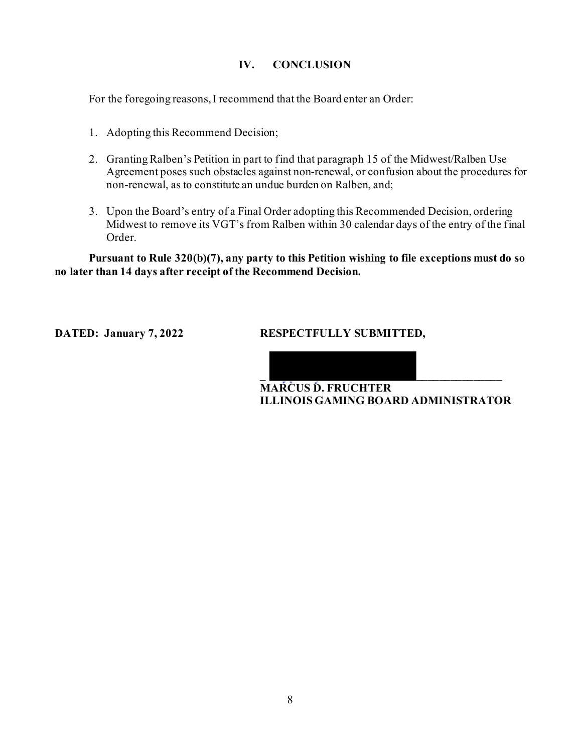## IV. CONCLUSION

For the foregoing reasons, I recommend that the Board enter an Order:

1. Adopting this Recommend Decision;
2. Granting Ralben's Petition in part to find that paragraph 15 of the Midwest/Ralben Use Agreement poses such obstacles against non-renewal, or confusion about the procedures for non-renewal, as to constitute an undue burden on Ralben, and;
3. Upon the Board's entry of a Final Order adopting this Recommended Decision, ordering Midwest to remove its VGT's from Ralben within 30 calendar days of the entry of the final Order.

**Pursuant to Rule 320(b)(7), any party to this Petition wishing to file exceptions must do so no later than 14 days after receipt of the Recommend Decision.**

**DATED: January 7, 2022**

**RESPECTFULLY SUBMITTED,**

______________________________

**MARCUS D. FRUCHTER**
**ILLINOIS GAMING BOARD ADMINISTRATOR**